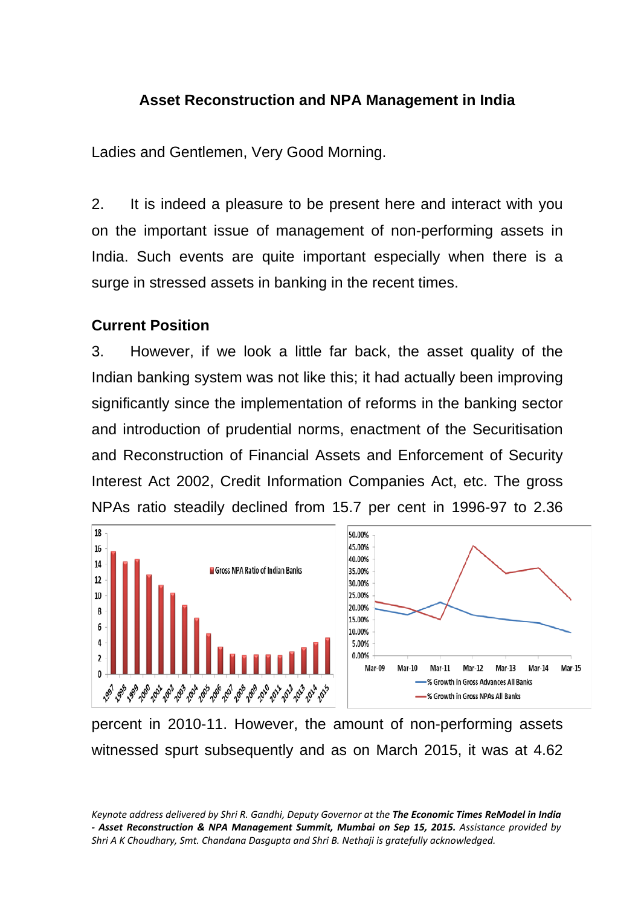# Asset Reconstruction and NPA Management in India

Ladies and Gentlemen, Very Good Morning.

2. It is indeed a pleasure to be present here and interact with you on the important issue of management of non-performing assets in India. Such events are quite important especially when there is a surge in stressed assets in banking in the recent times.

## Current Position

3. However, if we look a little far back, the asset quality of the Indian banking system was not like this; it had actually been improving significantly since the implementation of reforms in the banking sector and introduction of prudential norms, enactment of the Securitisation and Reconstruction of Financial Assets and Enforcement of Security Interest Act 2002, Credit Information Companies Act, etc. The gross NPAs ratio steadily declined from 15.7 per cent in 1996-97 to 2.36

18
16
14
12
10
8
6
4
2
0
Gross NPA Ratio of Indian Banks
1997 1998 1999 2000 2001 2002 2003 2004 2005 2006 2007 2008 2009 2010 2011 2012 2013 2014 2015

50.00%
45.00%
40.00%
35.00%
30.00%
25.00%
20.00%
15.00%
10.00%
5.00%
0.00%
Mar-09 Mar-10 Mar-11 Mar-12 Mar-13 Mar-14 Mar-15
% Growth in Gross Advances All Banks
% Growth in Gross NPAs All Banks

percent in 2010-11. However, the amount of non-performing assets witnessed spurt subsequently and as on March 2015, it was at 4.62

*Keynote address delivered by Shri R. Gandhi, Deputy Governor at the **The Economic Times ReModel in India - Asset Reconstruction & NPA Management Summit, Mumbai on Sep 15, 2015.** Assistance provided by Shri A K Choudhary, Smt. Chandana Dasgupta and Shri B. Nethaji is gratefully acknowledged.*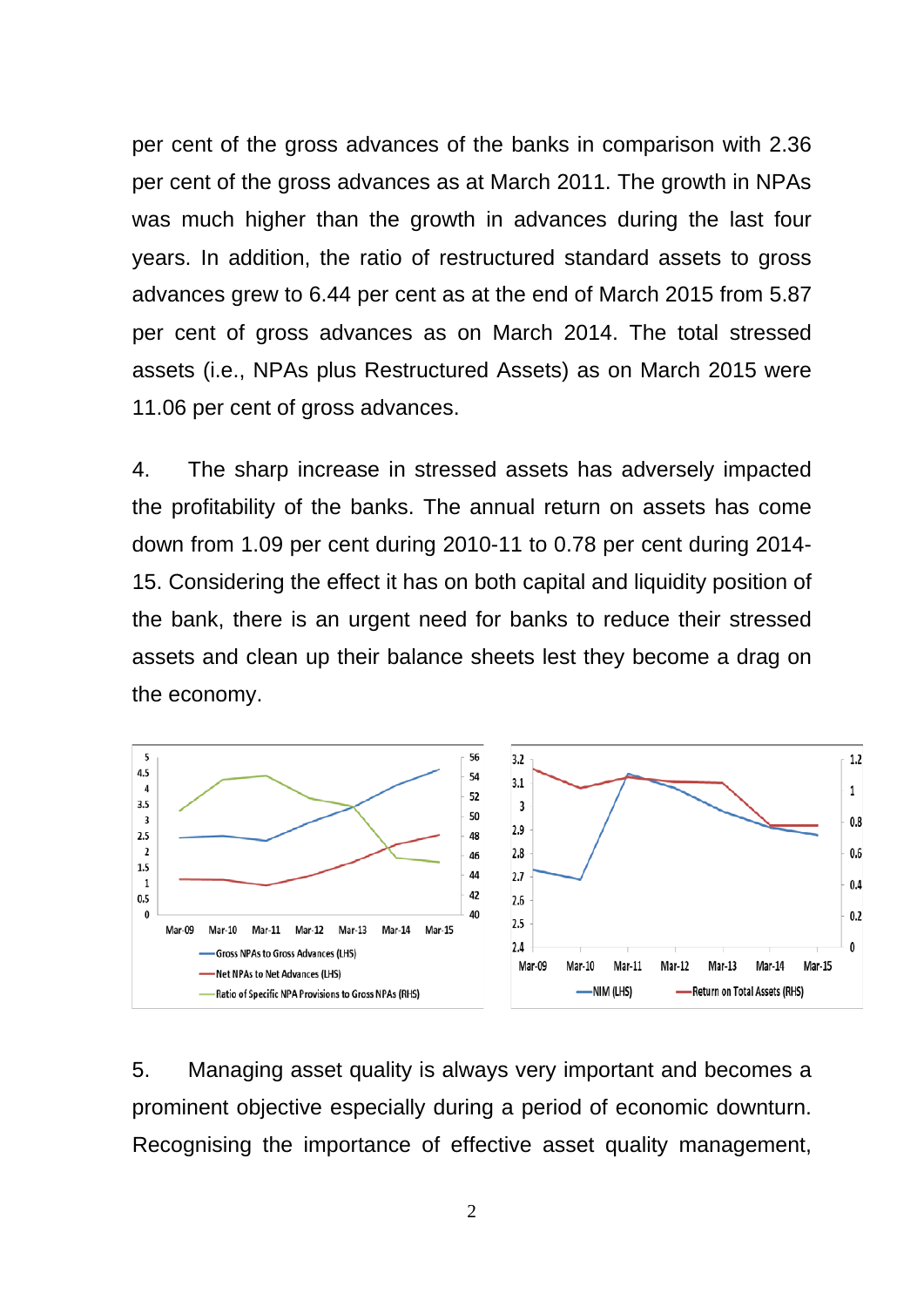per cent of the gross advances of the banks in comparison with 2.36 per cent of the gross advances as at March 2011. The growth in NPAs was much higher than the growth in advances during the last four years. In addition, the ratio of restructured standard assets to gross advances grew to 6.44 per cent as at the end of March 2015 from 5.87 per cent of gross advances as on March 2014. The total stressed assets (i.e., NPAs plus Restructured Assets) as on March 2015 were 11.06 per cent of gross advances.

4. The sharp increase in stressed assets has adversely impacted the profitability of the banks. The annual return on assets has come down from 1.09 per cent during 2010-11 to 0.78 per cent during 2014-15. Considering the effect it has on both capital and liquidity position of the bank, there is an urgent need for banks to reduce their stressed assets and clean up their balance sheets lest they become a drag on the economy.

5
4.5
4
3.5
3
2.5
2
1.5
1
0.5
0

56
54
52
50
48
46
44
42
40

Mar-09 Mar-10 Mar-11 Mar-12 Mar-13 Mar-14 Mar-15

Gross NPAs to Gross Advances (LHS)
Net NPAs to Net Advances (LHS)
Ratio of Specific NPA Provisions to Gross NPAs (RHS)

3.2
3.1
3
2.9
2.8
2.7
2.6
2.5
2.4

1.2
1
0.8
0.6
0.4
0.2
0

Mar-09 Mar-10 Mar-11 Mar-12 Mar-13 Mar-14 Mar-15

NIM (LHS)
Return on Total Assets (RHS)

5. Managing asset quality is always very important and becomes a prominent objective especially during a period of economic downturn. Recognising the importance of effective asset quality management,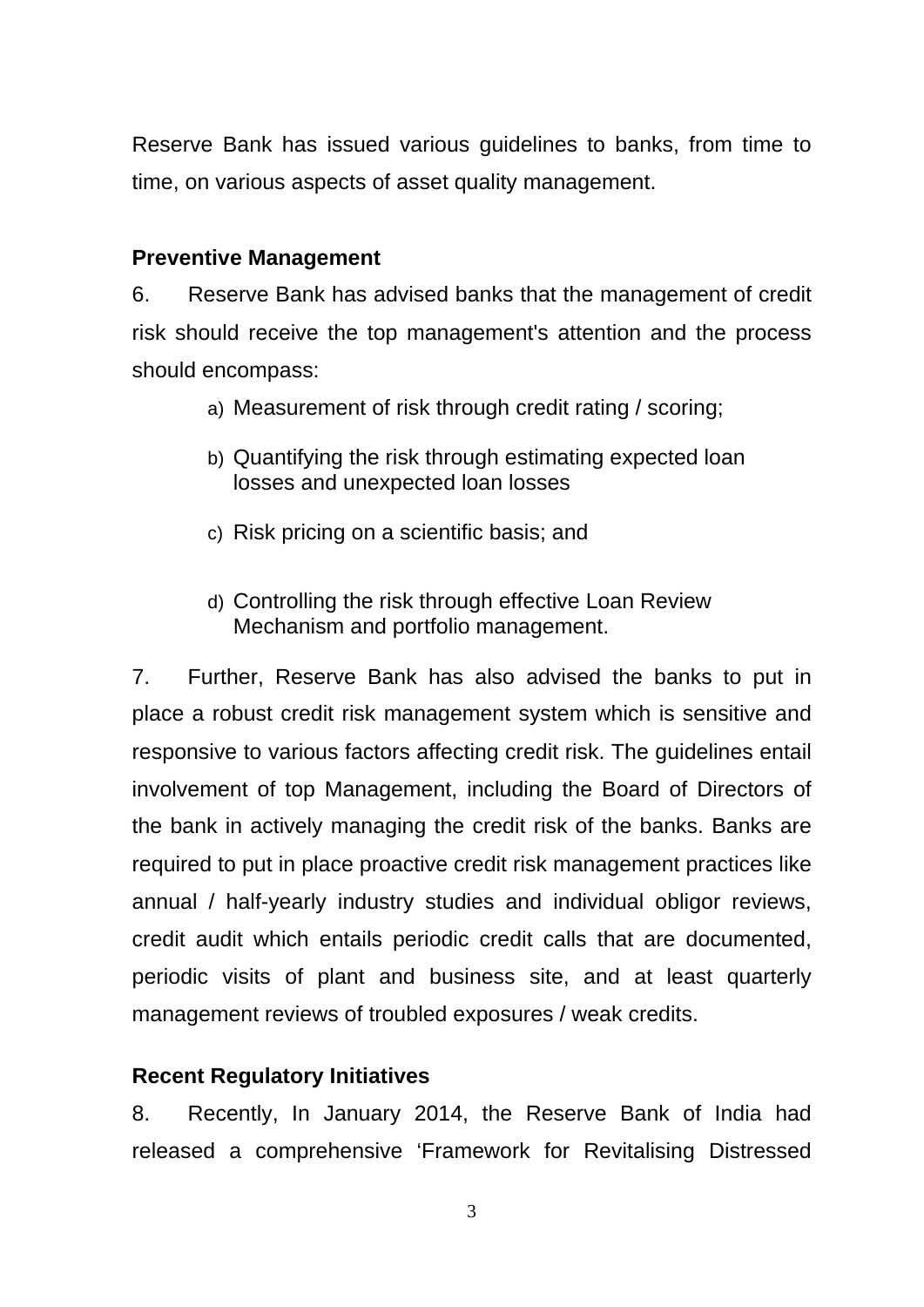Reserve Bank has issued various guidelines to banks, from time to time, on various aspects of asset quality management.

## Preventive Management

6. Reserve Bank has advised banks that the management of credit risk should receive the top management's attention and the process should encompass:

a) Measurement of risk through credit rating / scoring;

b) Quantifying the risk through estimating expected loan losses and unexpected loan losses

c) Risk pricing on a scientific basis; and

d) Controlling the risk through effective Loan Review Mechanism and portfolio management.

7. Further, Reserve Bank has also advised the banks to put in place a robust credit risk management system which is sensitive and responsive to various factors affecting credit risk. The guidelines entail involvement of top Management, including the Board of Directors of the bank in actively managing the credit risk of the banks. Banks are required to put in place proactive credit risk management practices like annual / half-yearly industry studies and individual obligor reviews, credit audit which entails periodic credit calls that are documented, periodic visits of plant and business site, and at least quarterly management reviews of troubled exposures / weak credits.

## Recent Regulatory Initiatives

8. Recently, In January 2014, the Reserve Bank of India had released a comprehensive 'Framework for Revitalising Distressed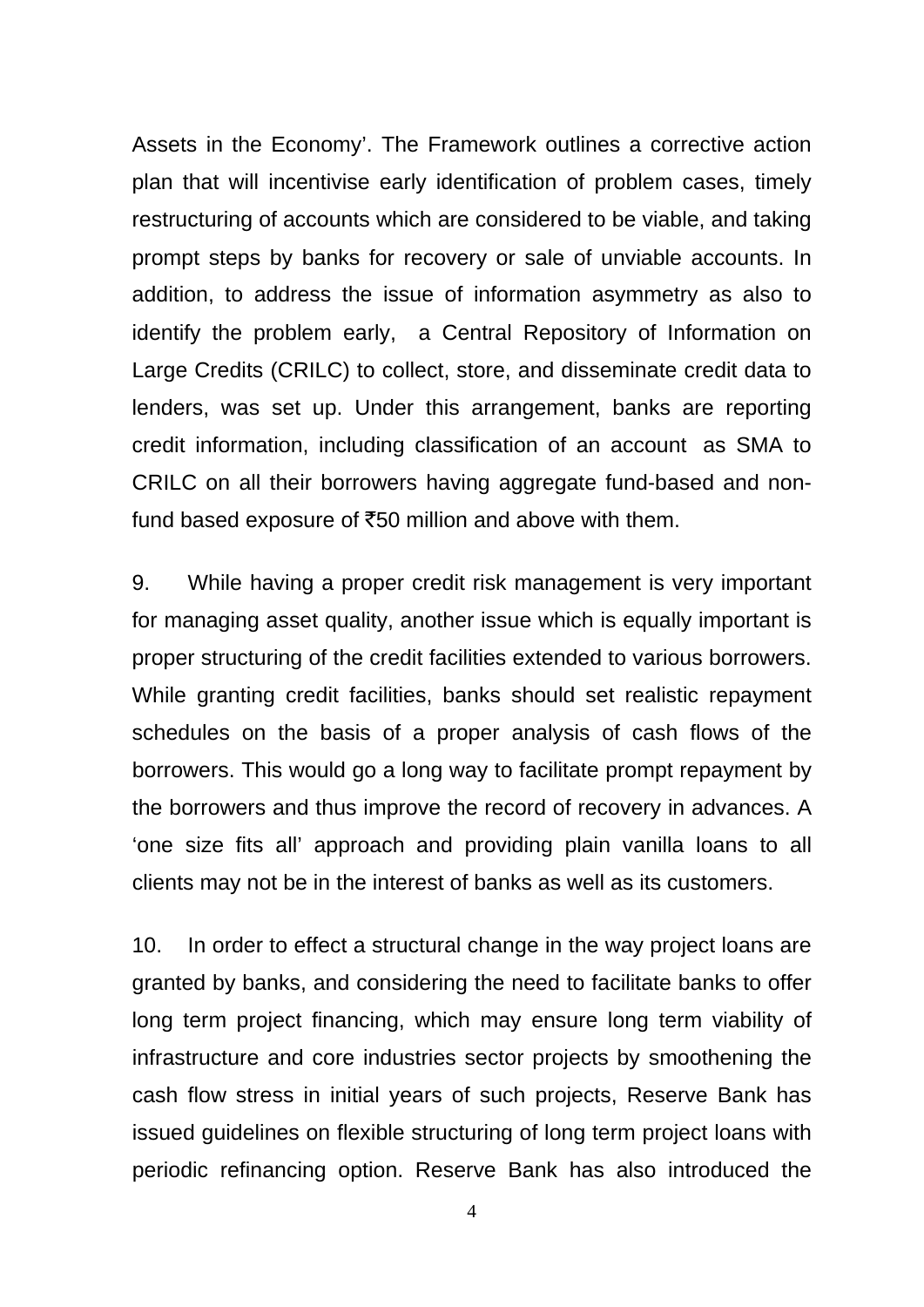Assets in the Economy'. The Framework outlines a corrective action plan that will incentivise early identification of problem cases, timely restructuring of accounts which are considered to be viable, and taking prompt steps by banks for recovery or sale of unviable accounts. In addition, to address the issue of information asymmetry as also to identify the problem early, a Central Repository of Information on Large Credits (CRILC) to collect, store, and disseminate credit data to lenders, was set up. Under this arrangement, banks are reporting credit information, including classification of an account as SMA to CRILC on all their borrowers having aggregate fund-based and non-fund based exposure of ₹50 million and above with them.

9. While having a proper credit risk management is very important for managing asset quality, another issue which is equally important is proper structuring of the credit facilities extended to various borrowers. While granting credit facilities, banks should set realistic repayment schedules on the basis of a proper analysis of cash flows of the borrowers. This would go a long way to facilitate prompt repayment by the borrowers and thus improve the record of recovery in advances. A 'one size fits all' approach and providing plain vanilla loans to all clients may not be in the interest of banks as well as its customers.

10. In order to effect a structural change in the way project loans are granted by banks, and considering the need to facilitate banks to offer long term project financing, which may ensure long term viability of infrastructure and core industries sector projects by smoothening the cash flow stress in initial years of such projects, Reserve Bank has issued guidelines on flexible structuring of long term project loans with periodic refinancing option. Reserve Bank has also introduced the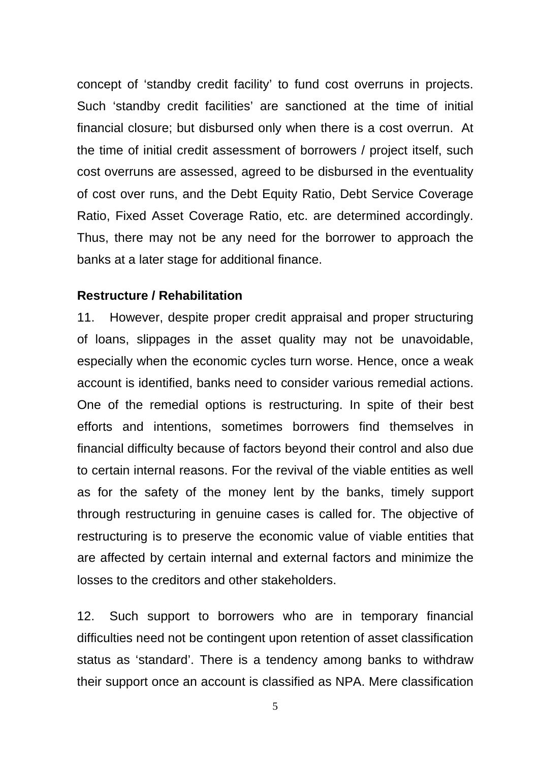concept of 'standby credit facility' to fund cost overruns in projects. Such 'standby credit facilities' are sanctioned at the time of initial financial closure; but disbursed only when there is a cost overrun. At the time of initial credit assessment of borrowers / project itself, such cost overruns are assessed, agreed to be disbursed in the eventuality of cost over runs, and the Debt Equity Ratio, Debt Service Coverage Ratio, Fixed Asset Coverage Ratio, etc. are determined accordingly. Thus, there may not be any need for the borrower to approach the banks at a later stage for additional finance.

**Restructure / Rehabilitation**

11. However, despite proper credit appraisal and proper structuring of loans, slippages in the asset quality may not be unavoidable, especially when the economic cycles turn worse. Hence, once a weak account is identified, banks need to consider various remedial actions. One of the remedial options is restructuring. In spite of their best efforts and intentions, sometimes borrowers find themselves in financial difficulty because of factors beyond their control and also due to certain internal reasons. For the revival of the viable entities as well as for the safety of the money lent by the banks, timely support through restructuring in genuine cases is called for. The objective of restructuring is to preserve the economic value of viable entities that are affected by certain internal and external factors and minimize the losses to the creditors and other stakeholders.

12. Such support to borrowers who are in temporary financial difficulties need not be contingent upon retention of asset classification status as 'standard'. There is a tendency among banks to withdraw their support once an account is classified as NPA. Mere classification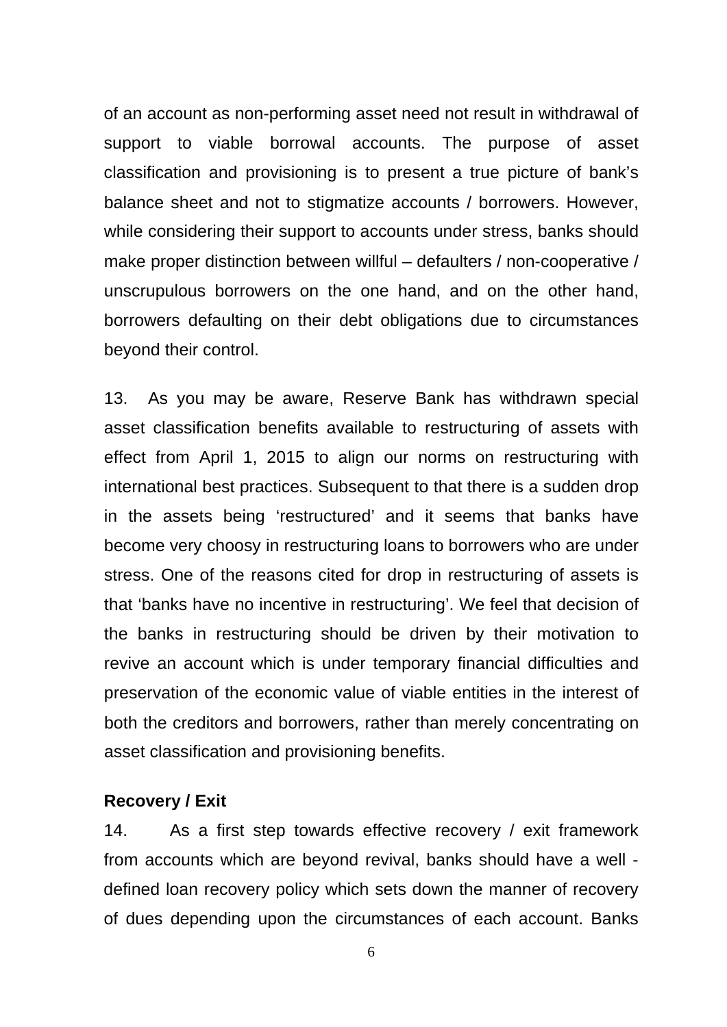of an account as non-performing asset need not result in withdrawal of support to viable borrowal accounts. The purpose of asset classification and provisioning is to present a true picture of bank's balance sheet and not to stigmatize accounts / borrowers. However, while considering their support to accounts under stress, banks should make proper distinction between willful – defaulters / non-cooperative / unscrupulous borrowers on the one hand, and on the other hand, borrowers defaulting on their debt obligations due to circumstances beyond their control.

13. As you may be aware, Reserve Bank has withdrawn special asset classification benefits available to restructuring of assets with effect from April 1, 2015 to align our norms on restructuring with international best practices. Subsequent to that there is a sudden drop in the assets being 'restructured' and it seems that banks have become very choosy in restructuring loans to borrowers who are under stress. One of the reasons cited for drop in restructuring of assets is that 'banks have no incentive in restructuring'. We feel that decision of the banks in restructuring should be driven by their motivation to revive an account which is under temporary financial difficulties and preservation of the economic value of viable entities in the interest of both the creditors and borrowers, rather than merely concentrating on asset classification and provisioning benefits.

**Recovery / Exit**

14. As a first step towards effective recovery / exit framework from accounts which are beyond revival, banks should have a well - defined loan recovery policy which sets down the manner of recovery of dues depending upon the circumstances of each account. Banks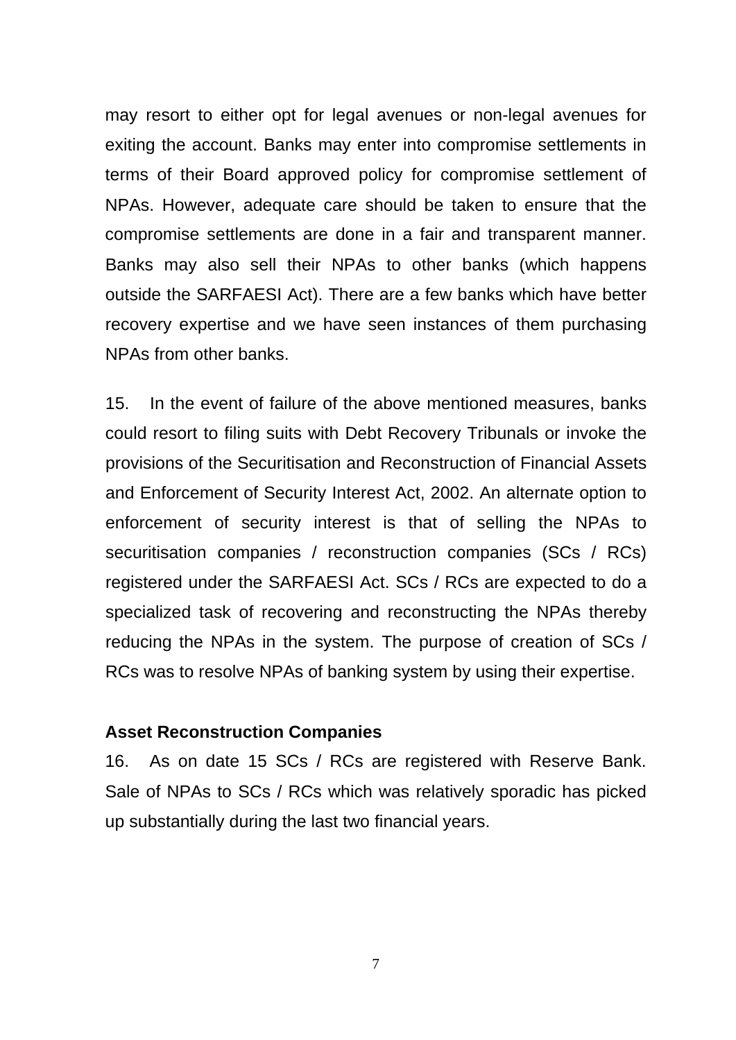may resort to either opt for legal avenues or non-legal avenues for exiting the account. Banks may enter into compromise settlements in terms of their Board approved policy for compromise settlement of NPAs. However, adequate care should be taken to ensure that the compromise settlements are done in a fair and transparent manner. Banks may also sell their NPAs to other banks (which happens outside the SARFAESI Act). There are a few banks which have better recovery expertise and we have seen instances of them purchasing NPAs from other banks.

15. In the event of failure of the above mentioned measures, banks could resort to filing suits with Debt Recovery Tribunals or invoke the provisions of the Securitisation and Reconstruction of Financial Assets and Enforcement of Security Interest Act, 2002. An alternate option to enforcement of security interest is that of selling the NPAs to securitisation companies / reconstruction companies (SCs / RCs) registered under the SARFAESI Act. SCs / RCs are expected to do a specialized task of recovering and reconstructing the NPAs thereby reducing the NPAs in the system. The purpose of creation of SCs / RCs was to resolve NPAs of banking system by using their expertise.

**Asset Reconstruction Companies**

16. As on date 15 SCs / RCs are registered with Reserve Bank. Sale of NPAs to SCs / RCs which was relatively sporadic has picked up substantially during the last two financial years.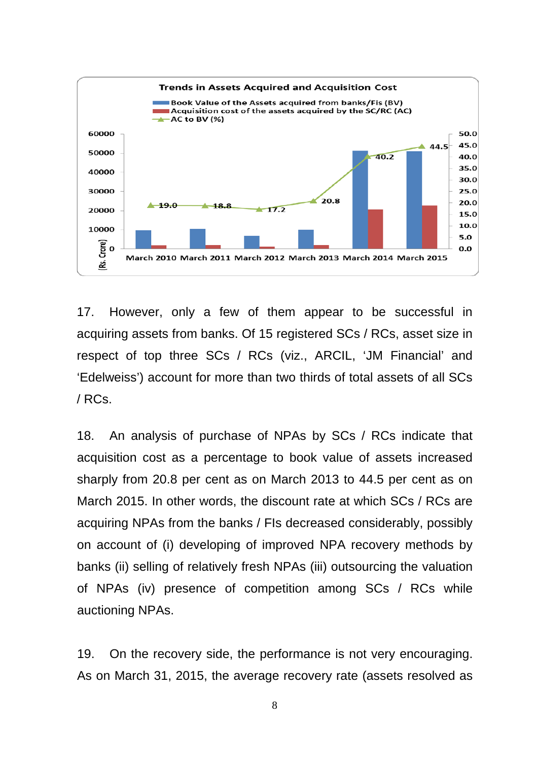Trends in Assets Acquired and Acquisition Cost

Book Value of the Assets acquired from banks/FIs (BV)
Acquisition cost of the assets acquired by the SC/RC (AC)
AC to BV (%)

60000
50000
40000
30000
20000
10000
0

(Rs. Crore)

50.0
45.0
40.0
35.0
30.0
25.0
20.0
15.0
10.0
5.0
0.0

19.0
18.8
17.2
20.8
40.2
44.5

March 2010 March 2011 March 2012 March 2013 March 2014 March 2015

17. However, only a few of them appear to be successful in acquiring assets from banks. Of 15 registered SCs / RCs, asset size in respect of top three SCs / RCs (viz., ARCIL, 'JM Financial' and 'Edelweiss') account for more than two thirds of total assets of all SCs / RCs.

18. An analysis of purchase of NPAs by SCs / RCs indicate that acquisition cost as a percentage to book value of assets increased sharply from 20.8 per cent as on March 2013 to 44.5 per cent as on March 2015. In other words, the discount rate at which SCs / RCs are acquiring NPAs from the banks / FIs decreased considerably, possibly on account of (i) developing of improved NPA recovery methods by banks (ii) selling of relatively fresh NPAs (iii) outsourcing the valuation of NPAs (iv) presence of competition among SCs / RCs while auctioning NPAs.

19. On the recovery side, the performance is not very encouraging. As on March 31, 2015, the average recovery rate (assets resolved as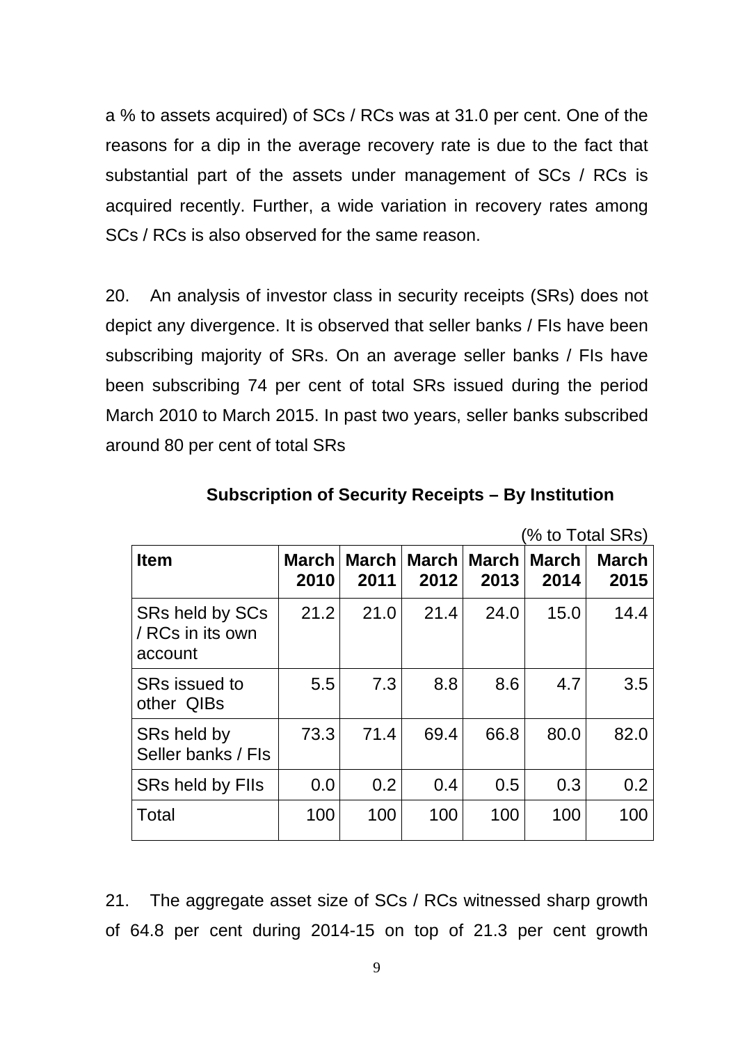a % to assets acquired) of SCs / RCs was at 31.0 per cent. One of the reasons for a dip in the average recovery rate is due to the fact that substantial part of the assets under management of SCs / RCs is acquired recently. Further, a wide variation in recovery rates among SCs / RCs is also observed for the same reason.

20. An analysis of investor class in security receipts (SRs) does not depict any divergence. It is observed that seller banks / FIs have been subscribing majority of SRs. On an average seller banks / FIs have been subscribing 74 per cent of total SRs issued during the period March 2010 to March 2015. In past two years, seller banks subscribed around 80 per cent of total SRs

**Subscription of Security Receipts – By Institution**

(% to Total SRs)

| **Item** | **March 2010** | **March 2011** | **March 2012** | **March 2013** | **March 2014** | **March 2015** |
|---|---|---|---|---|---|---|
| SRs held by SCs / RCs in its own account | 21.2 | 21.0 | 21.4 | 24.0 | 15.0 | 14.4 |
| SRs issued to other QIBs | 5.5 | 7.3 | 8.8 | 8.6 | 4.7 | 3.5 |
| SRs held by Seller banks / FIs | 73.3 | 71.4 | 69.4 | 66.8 | 80.0 | 82.0 |
| SRs held by FIIs | 0.0 | 0.2 | 0.4 | 0.5 | 0.3 | 0.2 |
| Total | 100 | 100 | 100 | 100 | 100 | 100 |

21. The aggregate asset size of SCs / RCs witnessed sharp growth of 64.8 per cent during 2014-15 on top of 21.3 per cent growth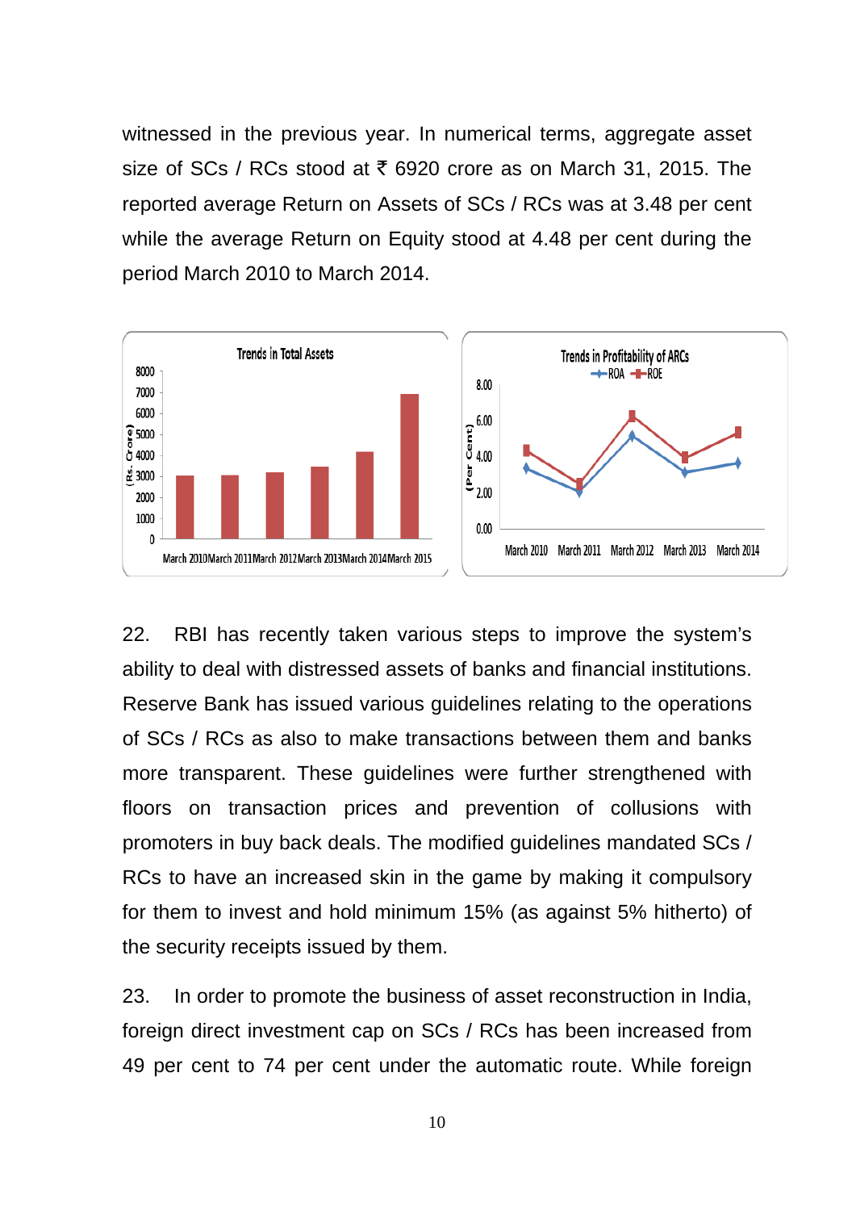witnessed in the previous year. In numerical terms, aggregate asset size of SCs / RCs stood at ₹ 6920 crore as on March 31, 2015. The reported average Return on Assets of SCs / RCs was at 3.48 per cent while the average Return on Equity stood at 4.48 per cent during the period March 2010 to March 2014.

Trends in Total Assets

(Rs. Crore)

8000
7000
6000
5000
4000
3000
2000
1000
0

March 2010 March 2011 March 2012 March 2013 March 2014 March 2015

Trends in Profitability of ARCs

ROA ROE

(Per Cent)

8.00
6.00
4.00
2.00
0.00

March 2010 March 2011 March 2012 March 2013 March 2014

22. RBI has recently taken various steps to improve the system's ability to deal with distressed assets of banks and financial institutions. Reserve Bank has issued various guidelines relating to the operations of SCs / RCs as also to make transactions between them and banks more transparent. These guidelines were further strengthened with floors on transaction prices and prevention of collusions with promoters in buy back deals. The modified guidelines mandated SCs / RCs to have an increased skin in the game by making it compulsory for them to invest and hold minimum 15% (as against 5% hitherto) of the security receipts issued by them.

23. In order to promote the business of asset reconstruction in India, foreign direct investment cap on SCs / RCs has been increased from 49 per cent to 74 per cent under the automatic route. While foreign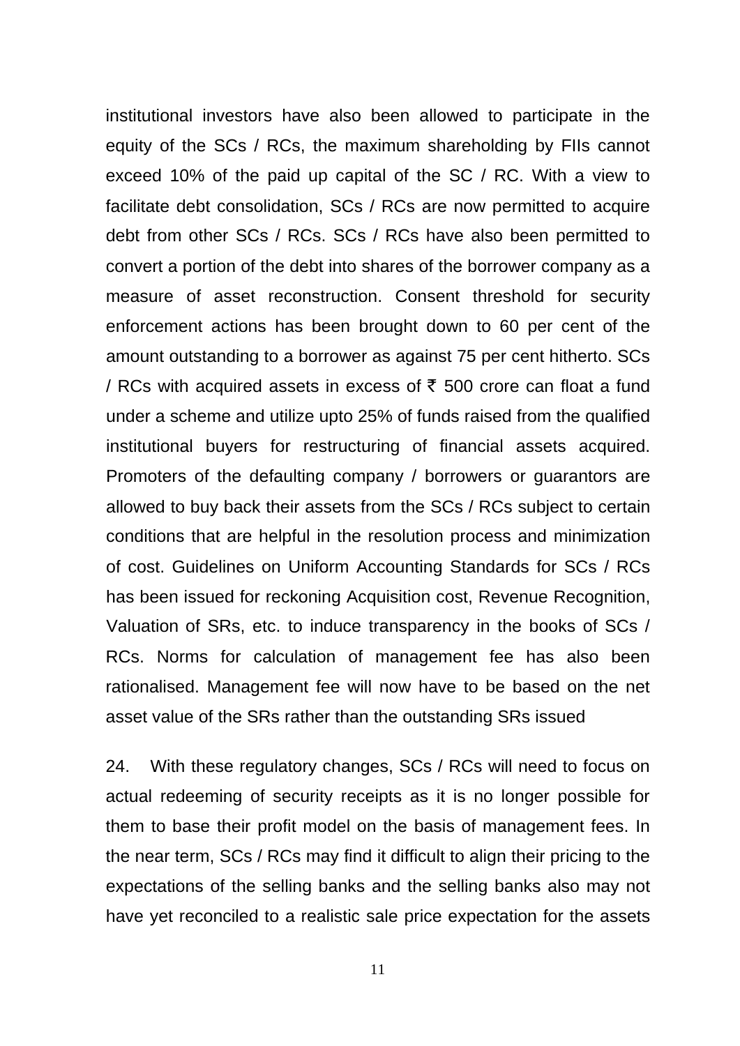institutional investors have also been allowed to participate in the equity of the SCs / RCs, the maximum shareholding by FIIs cannot exceed 10% of the paid up capital of the SC / RC. With a view to facilitate debt consolidation, SCs / RCs are now permitted to acquire debt from other SCs / RCs. SCs / RCs have also been permitted to convert a portion of the debt into shares of the borrower company as a measure of asset reconstruction. Consent threshold for security enforcement actions has been brought down to 60 per cent of the amount outstanding to a borrower as against 75 per cent hitherto. SCs / RCs with acquired assets in excess of ₹ 500 crore can float a fund under a scheme and utilize upto 25% of funds raised from the qualified institutional buyers for restructuring of financial assets acquired. Promoters of the defaulting company / borrowers or guarantors are allowed to buy back their assets from the SCs / RCs subject to certain conditions that are helpful in the resolution process and minimization of cost. Guidelines on Uniform Accounting Standards for SCs / RCs has been issued for reckoning Acquisition cost, Revenue Recognition, Valuation of SRs, etc. to induce transparency in the books of SCs / RCs. Norms for calculation of management fee has also been rationalised. Management fee will now have to be based on the net asset value of the SRs rather than the outstanding SRs issued

24. With these regulatory changes, SCs / RCs will need to focus on actual redeeming of security receipts as it is no longer possible for them to base their profit model on the basis of management fees. In the near term, SCs / RCs may find it difficult to align their pricing to the expectations of the selling banks and the selling banks also may not have yet reconciled to a realistic sale price expectation for the assets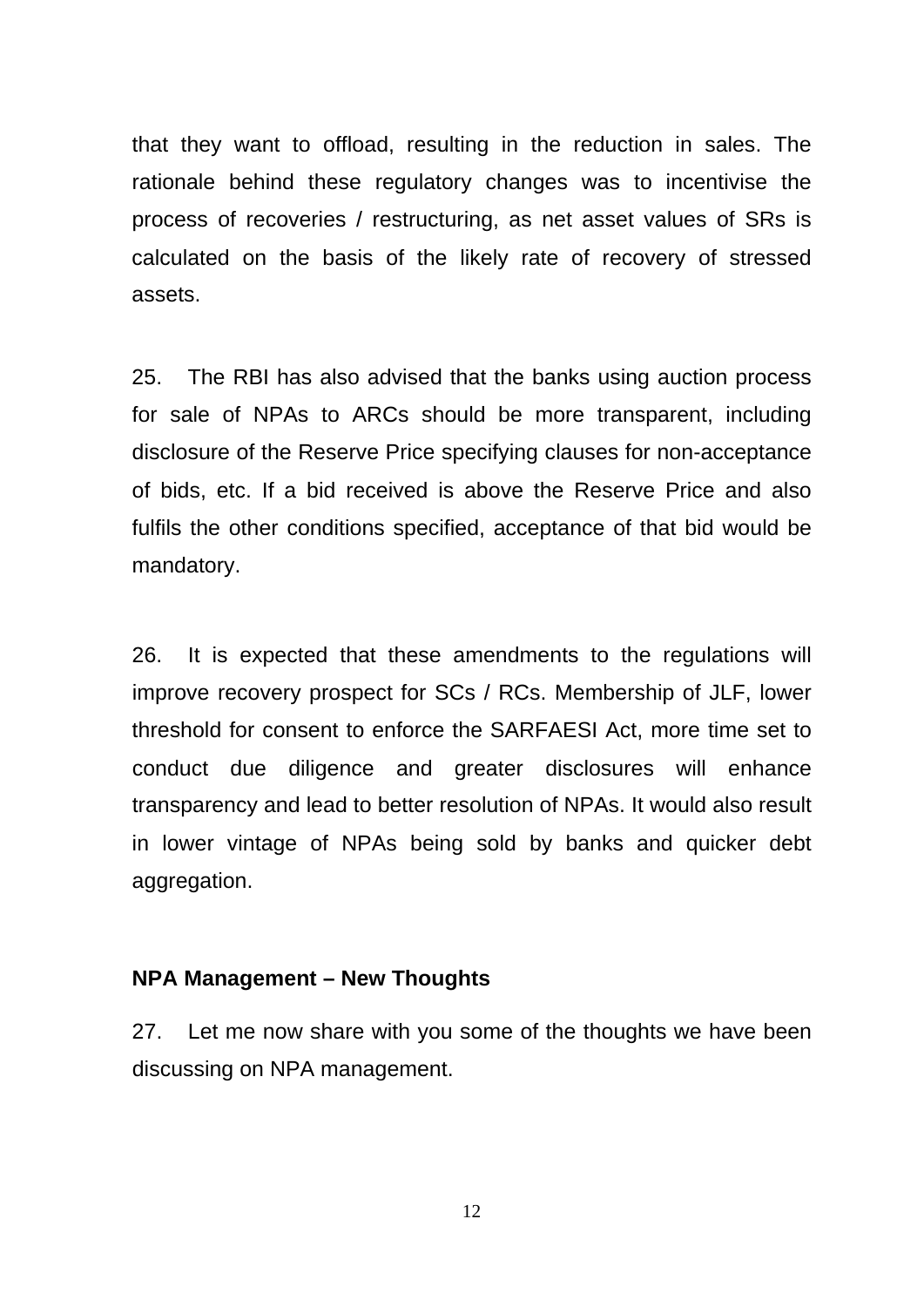that they want to offload, resulting in the reduction in sales. The rationale behind these regulatory changes was to incentivise the process of recoveries / restructuring, as net asset values of SRs is calculated on the basis of the likely rate of recovery of stressed assets.

25. The RBI has also advised that the banks using auction process for sale of NPAs to ARCs should be more transparent, including disclosure of the Reserve Price specifying clauses for non-acceptance of bids, etc. If a bid received is above the Reserve Price and also fulfils the other conditions specified, acceptance of that bid would be mandatory.

26. It is expected that these amendments to the regulations will improve recovery prospect for SCs / RCs. Membership of JLF, lower threshold for consent to enforce the SARFAESI Act, more time set to conduct due diligence and greater disclosures will enhance transparency and lead to better resolution of NPAs. It would also result in lower vintage of NPAs being sold by banks and quicker debt aggregation.

**NPA Management – New Thoughts**

27. Let me now share with you some of the thoughts we have been discussing on NPA management.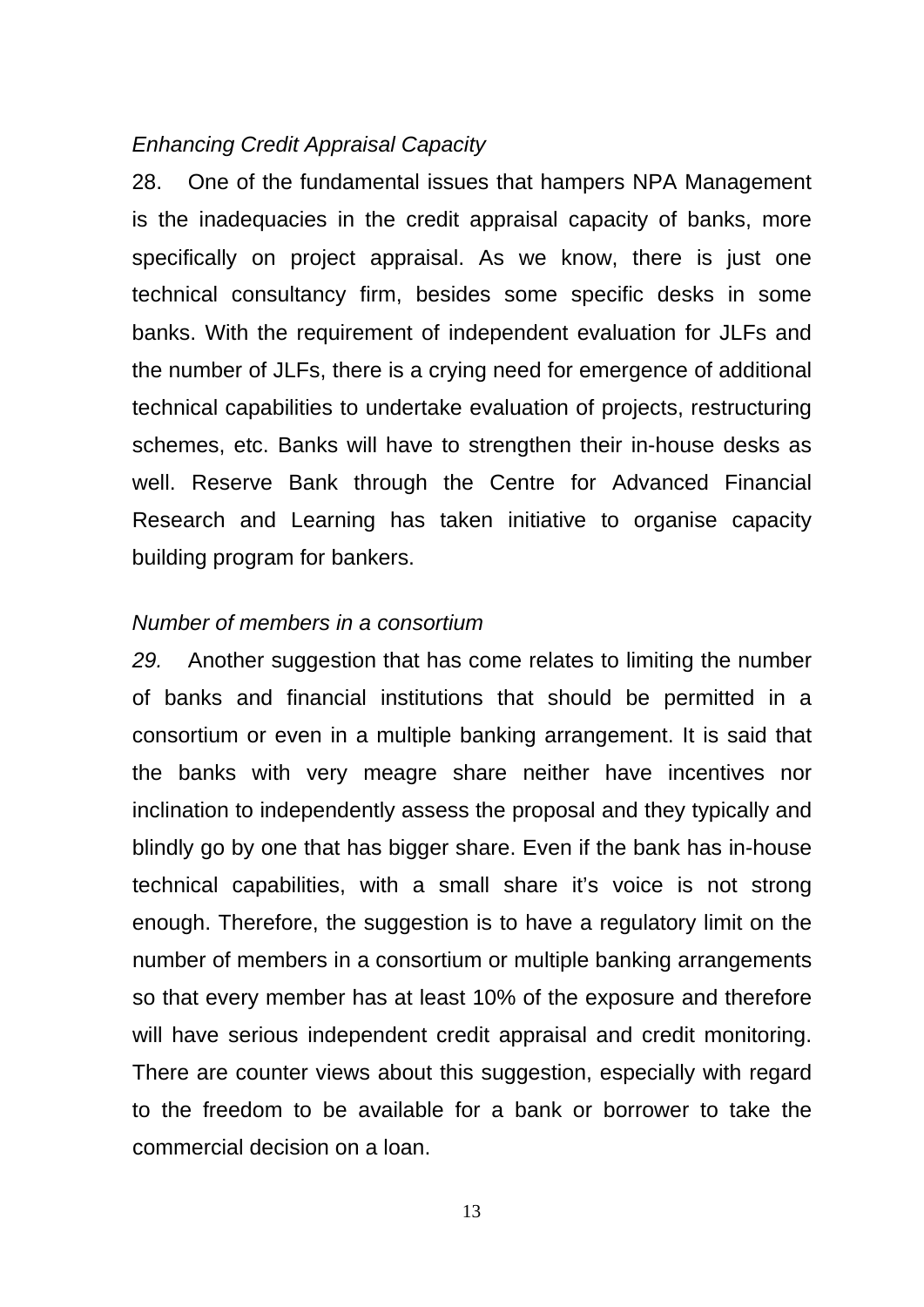*Enhancing Credit Appraisal Capacity*

28. One of the fundamental issues that hampers NPA Management is the inadequacies in the credit appraisal capacity of banks, more specifically on project appraisal. As we know, there is just one technical consultancy firm, besides some specific desks in some banks. With the requirement of independent evaluation for JLFs and the number of JLFs, there is a crying need for emergence of additional technical capabilities to undertake evaluation of projects, restructuring schemes, etc. Banks will have to strengthen their in-house desks as well. Reserve Bank through the Centre for Advanced Financial Research and Learning has taken initiative to organise capacity building program for bankers.

*Number of members in a consortium*

*29.* Another suggestion that has come relates to limiting the number of banks and financial institutions that should be permitted in a consortium or even in a multiple banking arrangement. It is said that the banks with very meagre share neither have incentives nor inclination to independently assess the proposal and they typically and blindly go by one that has bigger share. Even if the bank has in-house technical capabilities, with a small share it's voice is not strong enough. Therefore, the suggestion is to have a regulatory limit on the number of members in a consortium or multiple banking arrangements so that every member has at least 10% of the exposure and therefore will have serious independent credit appraisal and credit monitoring. There are counter views about this suggestion, especially with regard to the freedom to be available for a bank or borrower to take the commercial decision on a loan.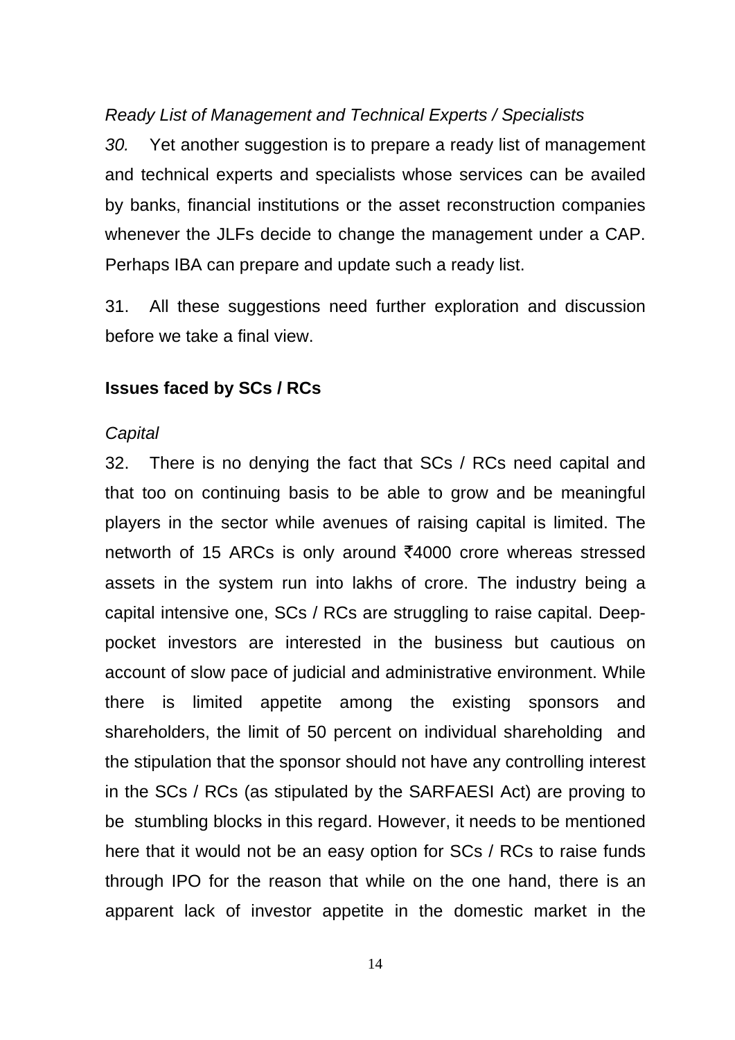*Ready List of Management and Technical Experts / Specialists*

*30.* Yet another suggestion is to prepare a ready list of management and technical experts and specialists whose services can be availed by banks, financial institutions or the asset reconstruction companies whenever the JLFs decide to change the management under a CAP. Perhaps IBA can prepare and update such a ready list.

31. All these suggestions need further exploration and discussion before we take a final view.

**Issues faced by SCs / RCs**

*Capital*

32. There is no denying the fact that SCs / RCs need capital and that too on continuing basis to be able to grow and be meaningful players in the sector while avenues of raising capital is limited. The networth of 15 ARCs is only around ₹4000 crore whereas stressed assets in the system run into lakhs of crore. The industry being a capital intensive one, SCs / RCs are struggling to raise capital. Deep-pocket investors are interested in the business but cautious on account of slow pace of judicial and administrative environment. While there is limited appetite among the existing sponsors and shareholders, the limit of 50 percent on individual shareholding and the stipulation that the sponsor should not have any controlling interest in the SCs / RCs (as stipulated by the SARFAESI Act) are proving to be stumbling blocks in this regard. However, it needs to be mentioned here that it would not be an easy option for SCs / RCs to raise funds through IPO for the reason that while on the one hand, there is an apparent lack of investor appetite in the domestic market in the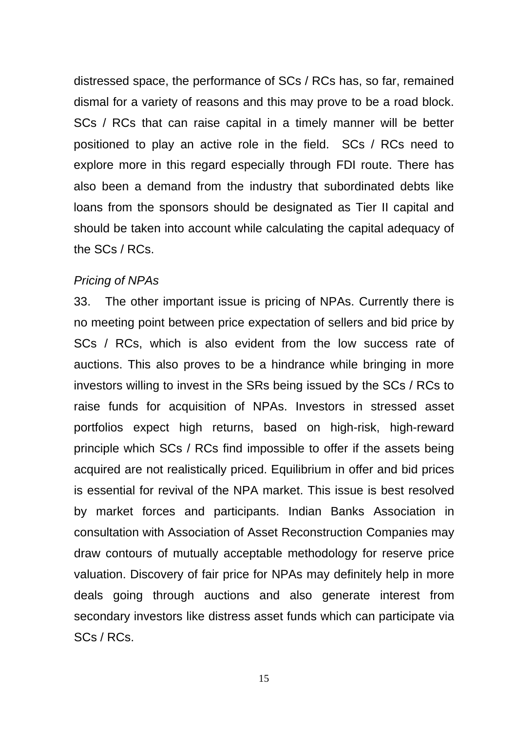distressed space, the performance of SCs / RCs has, so far, remained dismal for a variety of reasons and this may prove to be a road block. SCs / RCs that can raise capital in a timely manner will be better positioned to play an active role in the field. SCs / RCs need to explore more in this regard especially through FDI route. There has also been a demand from the industry that subordinated debts like loans from the sponsors should be designated as Tier II capital and should be taken into account while calculating the capital adequacy of the SCs / RCs.

*Pricing of NPAs*

33. The other important issue is pricing of NPAs. Currently there is no meeting point between price expectation of sellers and bid price by SCs / RCs, which is also evident from the low success rate of auctions. This also proves to be a hindrance while bringing in more investors willing to invest in the SRs being issued by the SCs / RCs to raise funds for acquisition of NPAs. Investors in stressed asset portfolios expect high returns, based on high-risk, high-reward principle which SCs / RCs find impossible to offer if the assets being acquired are not realistically priced. Equilibrium in offer and bid prices is essential for revival of the NPA market. This issue is best resolved by market forces and participants. Indian Banks Association in consultation with Association of Asset Reconstruction Companies may draw contours of mutually acceptable methodology for reserve price valuation. Discovery of fair price for NPAs may definitely help in more deals going through auctions and also generate interest from secondary investors like distress asset funds which can participate via SCs / RCs.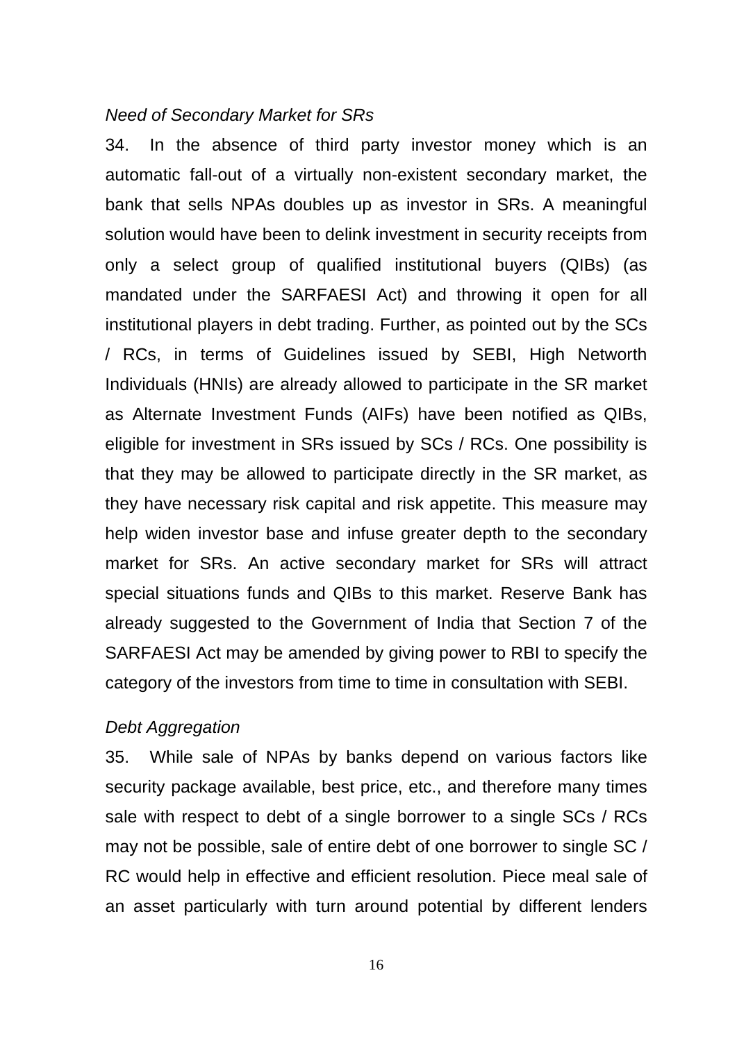*Need of Secondary Market for SRs*

34. In the absence of third party investor money which is an automatic fall-out of a virtually non-existent secondary market, the bank that sells NPAs doubles up as investor in SRs. A meaningful solution would have been to delink investment in security receipts from only a select group of qualified institutional buyers (QIBs) (as mandated under the SARFAESI Act) and throwing it open for all institutional players in debt trading. Further, as pointed out by the SCs / RCs, in terms of Guidelines issued by SEBI, High Networth Individuals (HNIs) are already allowed to participate in the SR market as Alternate Investment Funds (AIFs) have been notified as QIBs, eligible for investment in SRs issued by SCs / RCs. One possibility is that they may be allowed to participate directly in the SR market, as they have necessary risk capital and risk appetite. This measure may help widen investor base and infuse greater depth to the secondary market for SRs. An active secondary market for SRs will attract special situations funds and QIBs to this market. Reserve Bank has already suggested to the Government of India that Section 7 of the SARFAESI Act may be amended by giving power to RBI to specify the category of the investors from time to time in consultation with SEBI.

*Debt Aggregation*

35. While sale of NPAs by banks depend on various factors like security package available, best price, etc., and therefore many times sale with respect to debt of a single borrower to a single SCs / RCs may not be possible, sale of entire debt of one borrower to single SC / RC would help in effective and efficient resolution. Piece meal sale of an asset particularly with turn around potential by different lenders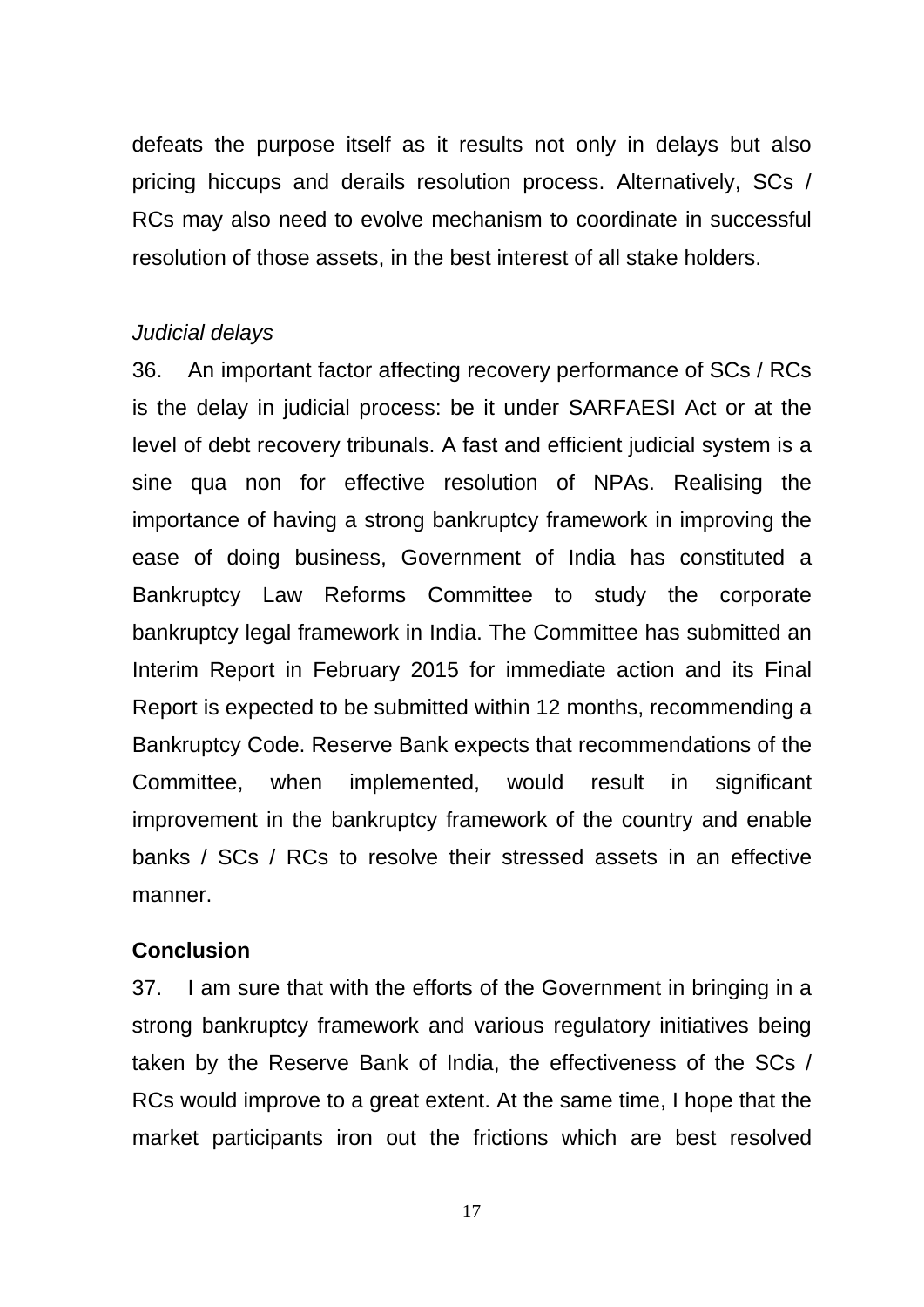defeats the purpose itself as it results not only in delays but also pricing hiccups and derails resolution process. Alternatively, SCs / RCs may also need to evolve mechanism to coordinate in successful resolution of those assets, in the best interest of all stake holders.

*Judicial delays*

36. An important factor affecting recovery performance of SCs / RCs is the delay in judicial process: be it under SARFAESI Act or at the level of debt recovery tribunals. A fast and efficient judicial system is a sine qua non for effective resolution of NPAs. Realising the importance of having a strong bankruptcy framework in improving the ease of doing business, Government of India has constituted a Bankruptcy Law Reforms Committee to study the corporate bankruptcy legal framework in India. The Committee has submitted an Interim Report in February 2015 for immediate action and its Final Report is expected to be submitted within 12 months, recommending a Bankruptcy Code. Reserve Bank expects that recommendations of the Committee, when implemented, would result in significant improvement in the bankruptcy framework of the country and enable banks / SCs / RCs to resolve their stressed assets in an effective manner.

**Conclusion**

37. I am sure that with the efforts of the Government in bringing in a strong bankruptcy framework and various regulatory initiatives being taken by the Reserve Bank of India, the effectiveness of the SCs / RCs would improve to a great extent. At the same time, I hope that the market participants iron out the frictions which are best resolved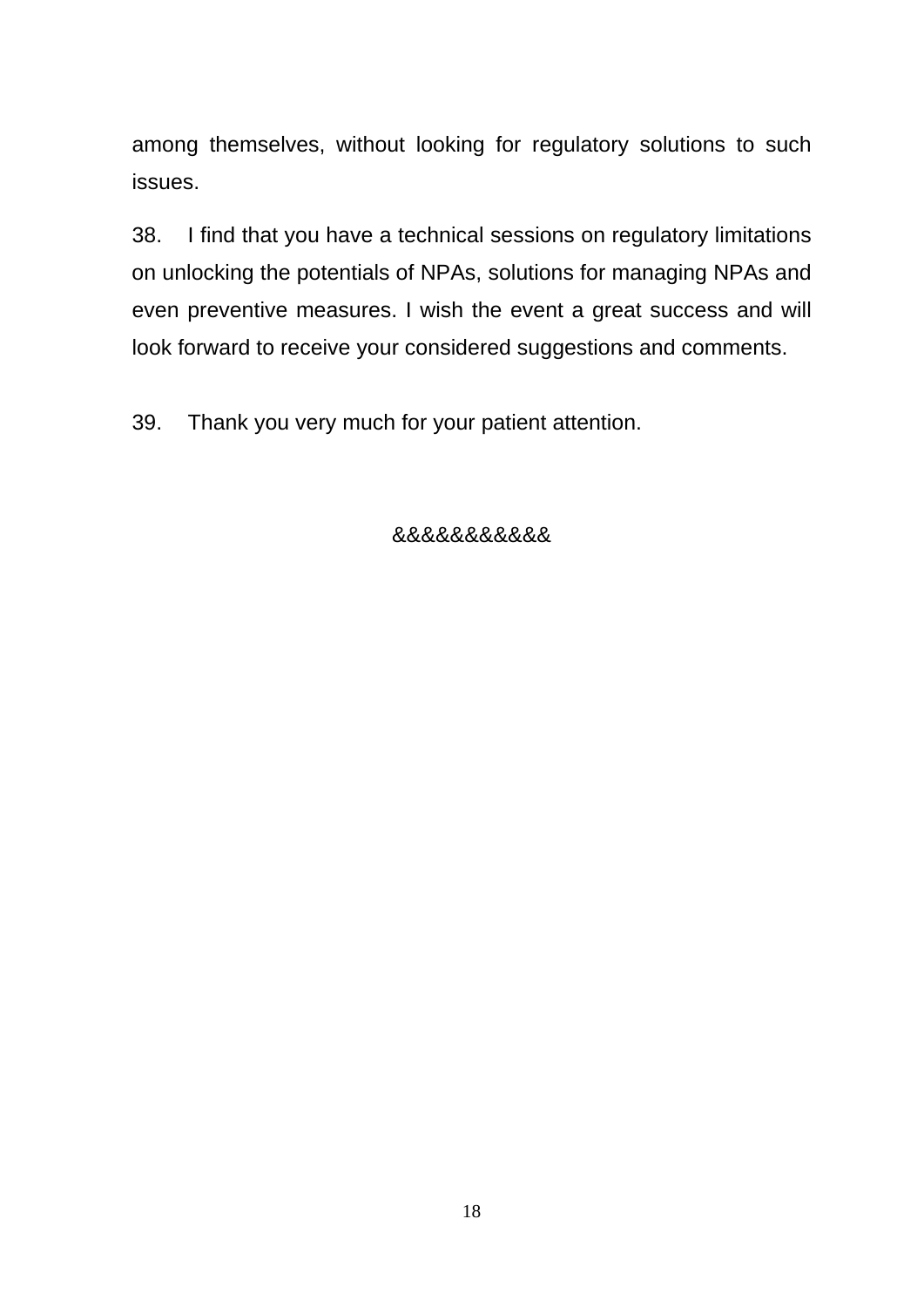among themselves, without looking for regulatory solutions to such issues.

38. I find that you have a technical sessions on regulatory limitations on unlocking the potentials of NPAs, solutions for managing NPAs and even preventive measures. I wish the event a great success and will look forward to receive your considered suggestions and comments.

39. Thank you very much for your patient attention.

&&&&&&&&&&&